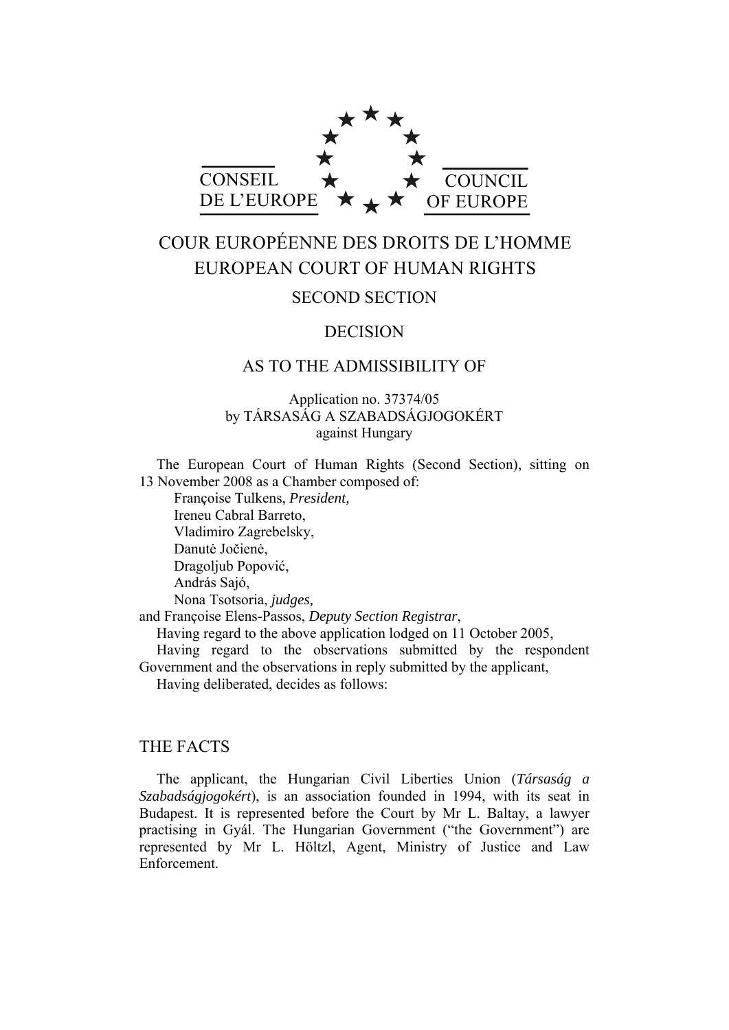CONSEIL DE L'EUROPE

COUNCIL OF EUROPE

# COUR EUROPÉENNE DES DROITS DE L'HOMME
# EUROPEAN COURT OF HUMAN RIGHTS

## SECOND SECTION

## DECISION

## AS TO THE ADMISSIBILITY OF

Application no. 37374/05
by TÁRSASÁG A SZABADSÁGJOGOKÉRT
against Hungary

The European Court of Human Rights (Second Section), sitting on 13 November 2008 as a Chamber composed of:

Françoise Tulkens, *President,*
Ireneu Cabral Barreto,
Vladimiro Zagrebelsky,
Danutė Jočienė,
Dragoljub Popović,
András Sajó,
Nona Tsotsoria, *judges,*
and Françoise Elens-Passos, *Deputy Section Registrar*,

Having regard to the above application lodged on 11 October 2005,

Having regard to the observations submitted by the respondent Government and the observations in reply submitted by the applicant,

Having deliberated, decides as follows:

## THE FACTS

The applicant, the Hungarian Civil Liberties Union (*Társaság a Szabadságjogokért*), is an association founded in 1994, with its seat in Budapest. It is represented before the Court by Mr L. Baltay, a lawyer practising in Gyál. The Hungarian Government ("the Government") are represented by Mr L. Höltzl, Agent, Ministry of Justice and Law Enforcement.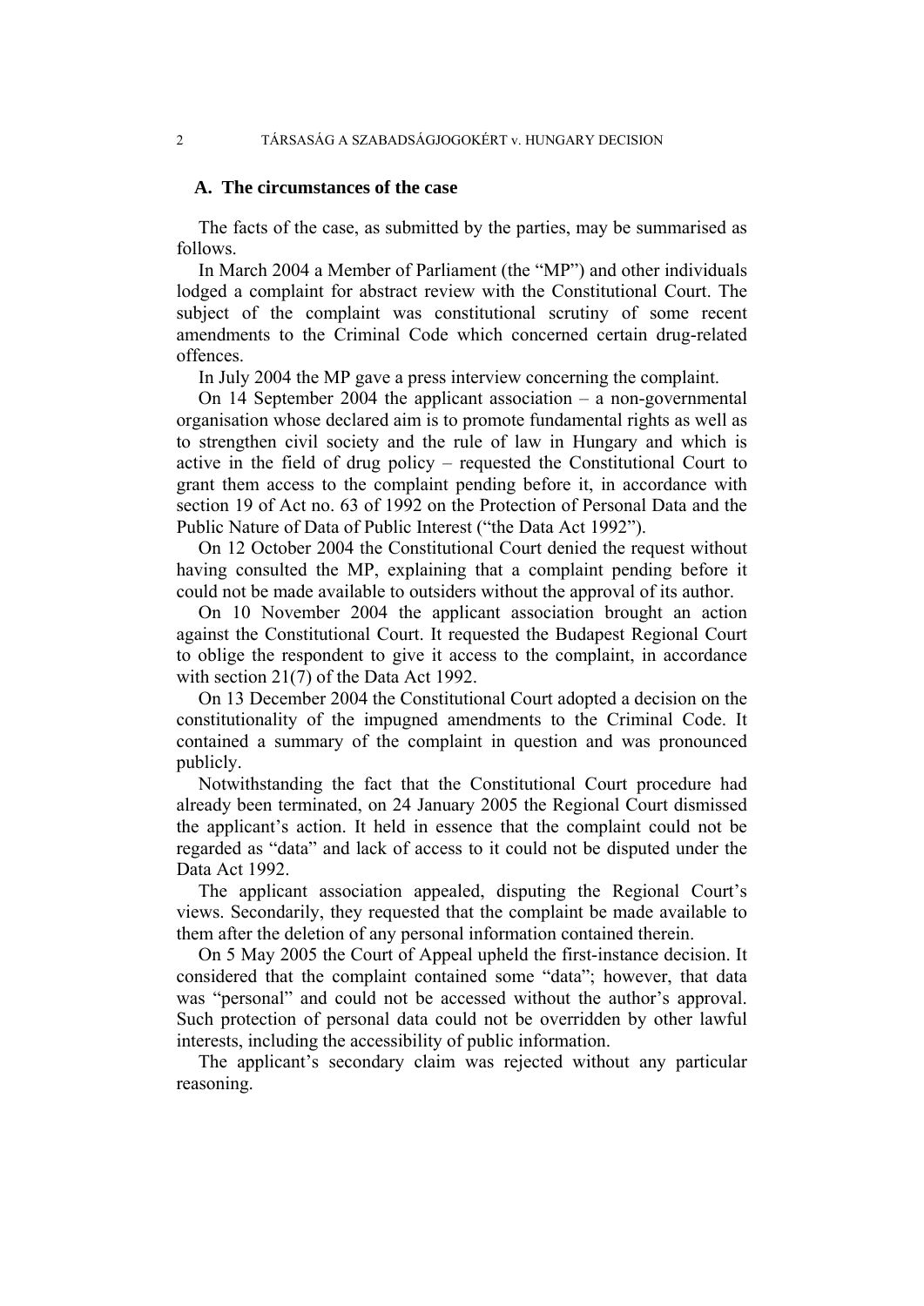## A. The circumstances of the case

The facts of the case, as submitted by the parties, may be summarised as follows.

In March 2004 a Member of Parliament (the "MP") and other individuals lodged a complaint for abstract review with the Constitutional Court. The subject of the complaint was constitutional scrutiny of some recent amendments to the Criminal Code which concerned certain drug-related offences.

In July 2004 the MP gave a press interview concerning the complaint.

On 14 September 2004 the applicant association – a non-governmental organisation whose declared aim is to promote fundamental rights as well as to strengthen civil society and the rule of law in Hungary and which is active in the field of drug policy – requested the Constitutional Court to grant them access to the complaint pending before it, in accordance with section 19 of Act no. 63 of 1992 on the Protection of Personal Data and the Public Nature of Data of Public Interest ("the Data Act 1992").

On 12 October 2004 the Constitutional Court denied the request without having consulted the MP, explaining that a complaint pending before it could not be made available to outsiders without the approval of its author.

On 10 November 2004 the applicant association brought an action against the Constitutional Court. It requested the Budapest Regional Court to oblige the respondent to give it access to the complaint, in accordance with section 21(7) of the Data Act 1992.

On 13 December 2004 the Constitutional Court adopted a decision on the constitutionality of the impugned amendments to the Criminal Code. It contained a summary of the complaint in question and was pronounced publicly.

Notwithstanding the fact that the Constitutional Court procedure had already been terminated, on 24 January 2005 the Regional Court dismissed the applicant's action. It held in essence that the complaint could not be regarded as "data" and lack of access to it could not be disputed under the Data Act 1992.

The applicant association appealed, disputing the Regional Court's views. Secondarily, they requested that the complaint be made available to them after the deletion of any personal information contained therein.

On 5 May 2005 the Court of Appeal upheld the first-instance decision. It considered that the complaint contained some "data"; however, that data was "personal" and could not be accessed without the author's approval. Such protection of personal data could not be overridden by other lawful interests, including the accessibility of public information.

The applicant's secondary claim was rejected without any particular reasoning.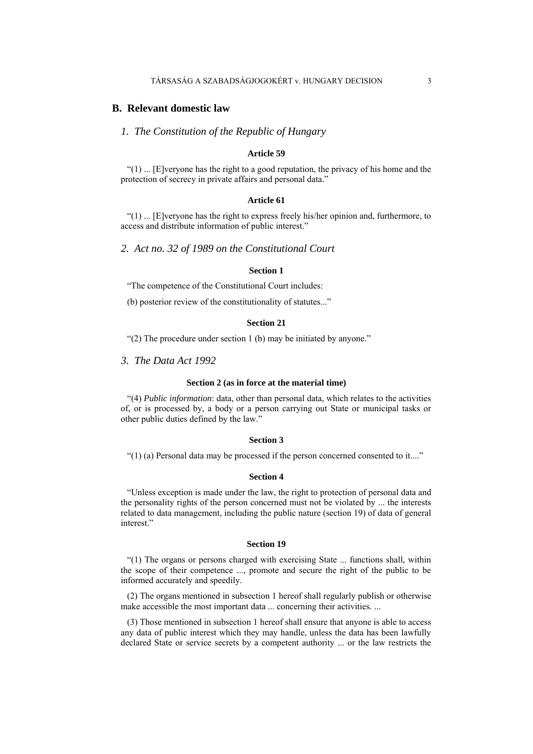## B. Relevant domestic law

### *1. The Constitution of the Republic of Hungary*

**Article 59**

"(1) ... [E]veryone has the right to a good reputation, the privacy of his home and the protection of secrecy in private affairs and personal data."

**Article 61**

"(1) ... [E]veryone has the right to express freely his/her opinion and, furthermore, to access and distribute information of public interest."

### *2. Act no. 32 of 1989 on the Constitutional Court*

**Section 1**

"The competence of the Constitutional Court includes:

(b) posterior review of the constitutionality of statutes..."

**Section 21**

"(2) The procedure under section 1 (b) may be initiated by anyone."

### *3. The Data Act 1992*

**Section 2 (as in force at the material time)**

"(4) *Public information*: data, other than personal data, which relates to the activities of, or is processed by, a body or a person carrying out State or municipal tasks or other public duties defined by the law."

**Section 3**

"(1) (a) Personal data may be processed if the person concerned consented to it...."

**Section 4**

"Unless exception is made under the law, the right to protection of personal data and the personality rights of the person concerned must not be violated by ... the interests related to data management, including the public nature (section 19) of data of general interest."

**Section 19**

"(1) The organs or persons charged with exercising State ... functions shall, within the scope of their competence ..., promote and secure the right of the public to be informed accurately and speedily.

(2) The organs mentioned in subsection 1 hereof shall regularly publish or otherwise make accessible the most important data ... concerning their activities. ...

(3) Those mentioned in subsection 1 hereof shall ensure that anyone is able to access any data of public interest which they may handle, unless the data has been lawfully declared State or service secrets by a competent authority ... or the law restricts the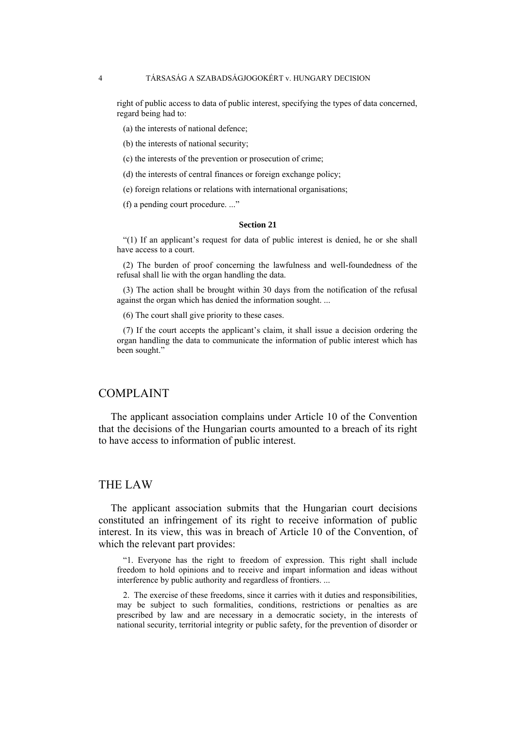right of public access to data of public interest, specifying the types of data concerned, regard being had to:

(a) the interests of national defence;

(b) the interests of national security;

(c) the interests of the prevention or prosecution of crime;

(d) the interests of central finances or foreign exchange policy;

(e) foreign relations or relations with international organisations;

(f) a pending court procedure. ...”

**Section 21**

“(1) If an applicant’s request for data of public interest is denied, he or she shall have access to a court.

(2) The burden of proof concerning the lawfulness and well-foundedness of the refusal shall lie with the organ handling the data.

(3) The action shall be brought within 30 days from the notification of the refusal against the organ which has denied the information sought. ...

(6) The court shall give priority to these cases.

(7) If the court accepts the applicant’s claim, it shall issue a decision ordering the organ handling the data to communicate the information of public interest which has been sought.”

## COMPLAINT

The applicant association complains under Article 10 of the Convention that the decisions of the Hungarian courts amounted to a breach of its right to have access to information of public interest.

## THE LAW

The applicant association submits that the Hungarian court decisions constituted an infringement of its right to receive information of public interest. In its view, this was in breach of Article 10 of the Convention, of which the relevant part provides:

“1. Everyone has the right to freedom of expression. This right shall include freedom to hold opinions and to receive and impart information and ideas without interference by public authority and regardless of frontiers. ...

2. The exercise of these freedoms, since it carries with it duties and responsibilities, may be subject to such formalities, conditions, restrictions or penalties as are prescribed by law and are necessary in a democratic society, in the interests of national security, territorial integrity or public safety, for the prevention of disorder or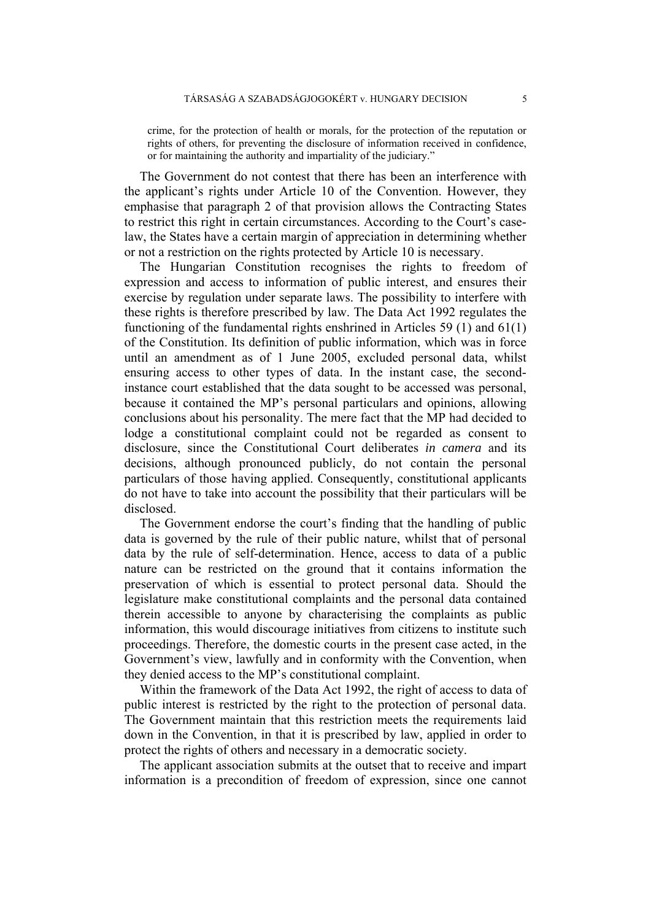> crime, for the protection of health or morals, for the protection of the reputation or rights of others, for preventing the disclosure of information received in confidence, or for maintaining the authority and impartiality of the judiciary."

The Government do not contest that there has been an interference with the applicant's rights under Article 10 of the Convention. However, they emphasise that paragraph 2 of that provision allows the Contracting States to restrict this right in certain circumstances. According to the Court's case-law, the States have a certain margin of appreciation in determining whether or not a restriction on the rights protected by Article 10 is necessary.

The Hungarian Constitution recognises the rights to freedom of expression and access to information of public interest, and ensures their exercise by regulation under separate laws. The possibility to interfere with these rights is therefore prescribed by law. The Data Act 1992 regulates the functioning of the fundamental rights enshrined in Articles 59 (1) and 61(1) of the Constitution. Its definition of public information, which was in force until an amendment as of 1 June 2005, excluded personal data, whilst ensuring access to other types of data. In the instant case, the second-instance court established that the data sought to be accessed was personal, because it contained the MP's personal particulars and opinions, allowing conclusions about his personality. The mere fact that the MP had decided to lodge a constitutional complaint could not be regarded as consent to disclosure, since the Constitutional Court deliberates *in camera* and its decisions, although pronounced publicly, do not contain the personal particulars of those having applied. Consequently, constitutional applicants do not have to take into account the possibility that their particulars will be disclosed.

The Government endorse the court's finding that the handling of public data is governed by the rule of their public nature, whilst that of personal data by the rule of self-determination. Hence, access to data of a public nature can be restricted on the ground that it contains information the preservation of which is essential to protect personal data. Should the legislature make constitutional complaints and the personal data contained therein accessible to anyone by characterising the complaints as public information, this would discourage initiatives from citizens to institute such proceedings. Therefore, the domestic courts in the present case acted, in the Government's view, lawfully and in conformity with the Convention, when they denied access to the MP's constitutional complaint.

Within the framework of the Data Act 1992, the right of access to data of public interest is restricted by the right to the protection of personal data. The Government maintain that this restriction meets the requirements laid down in the Convention, in that it is prescribed by law, applied in order to protect the rights of others and necessary in a democratic society.

The applicant association submits at the outset that to receive and impart information is a precondition of freedom of expression, since one cannot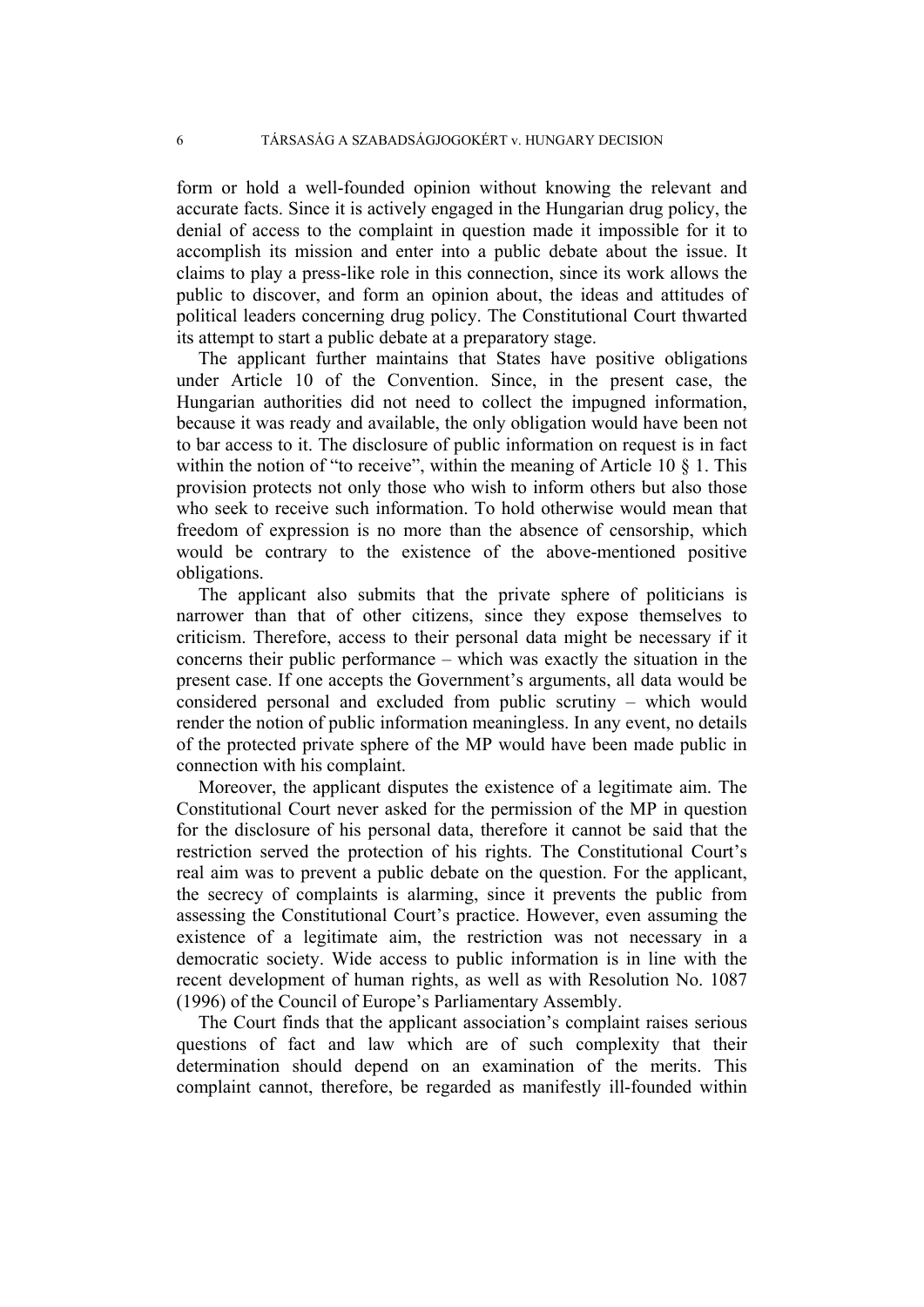form or hold a well-founded opinion without knowing the relevant and accurate facts. Since it is actively engaged in the Hungarian drug policy, the denial of access to the complaint in question made it impossible for it to accomplish its mission and enter into a public debate about the issue. It claims to play a press-like role in this connection, since its work allows the public to discover, and form an opinion about, the ideas and attitudes of political leaders concerning drug policy. The Constitutional Court thwarted its attempt to start a public debate at a preparatory stage.

The applicant further maintains that States have positive obligations under Article 10 of the Convention. Since, in the present case, the Hungarian authorities did not need to collect the impugned information, because it was ready and available, the only obligation would have been not to bar access to it. The disclosure of public information on request is in fact within the notion of "to receive", within the meaning of Article 10 § 1. This provision protects not only those who wish to inform others but also those who seek to receive such information. To hold otherwise would mean that freedom of expression is no more than the absence of censorship, which would be contrary to the existence of the above-mentioned positive obligations.

The applicant also submits that the private sphere of politicians is narrower than that of other citizens, since they expose themselves to criticism. Therefore, access to their personal data might be necessary if it concerns their public performance – which was exactly the situation in the present case. If one accepts the Government's arguments, all data would be considered personal and excluded from public scrutiny – which would render the notion of public information meaningless. In any event, no details of the protected private sphere of the MP would have been made public in connection with his complaint.

Moreover, the applicant disputes the existence of a legitimate aim. The Constitutional Court never asked for the permission of the MP in question for the disclosure of his personal data, therefore it cannot be said that the restriction served the protection of his rights. The Constitutional Court's real aim was to prevent a public debate on the question. For the applicant, the secrecy of complaints is alarming, since it prevents the public from assessing the Constitutional Court's practice. However, even assuming the existence of a legitimate aim, the restriction was not necessary in a democratic society. Wide access to public information is in line with the recent development of human rights, as well as with Resolution No. 1087 (1996) of the Council of Europe's Parliamentary Assembly.

The Court finds that the applicant association's complaint raises serious questions of fact and law which are of such complexity that their determination should depend on an examination of the merits. This complaint cannot, therefore, be regarded as manifestly ill-founded within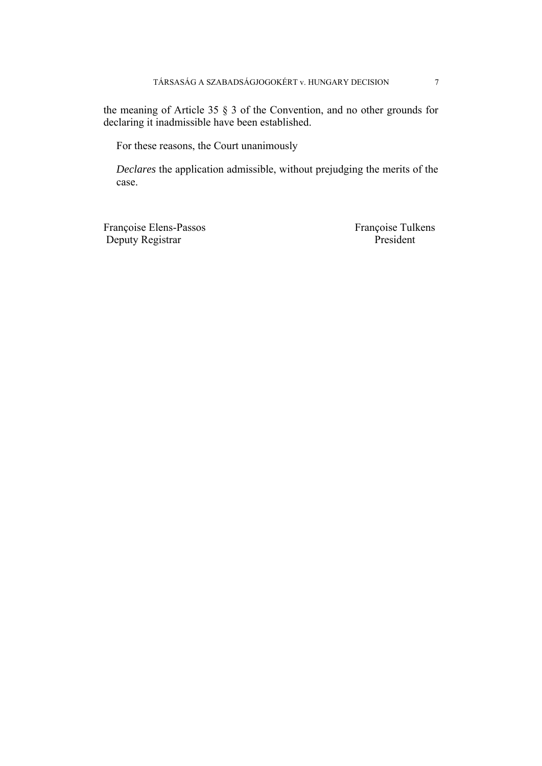the meaning of Article 35 § 3 of the Convention, and no other grounds for declaring it inadmissible have been established.

For these reasons, the Court unanimously

*Declares* the application admissible, without prejudging the merits of the case.

| | |
|---|---|
| Françoise Elens-Passos | Françoise Tulkens |
| Deputy Registrar | President |